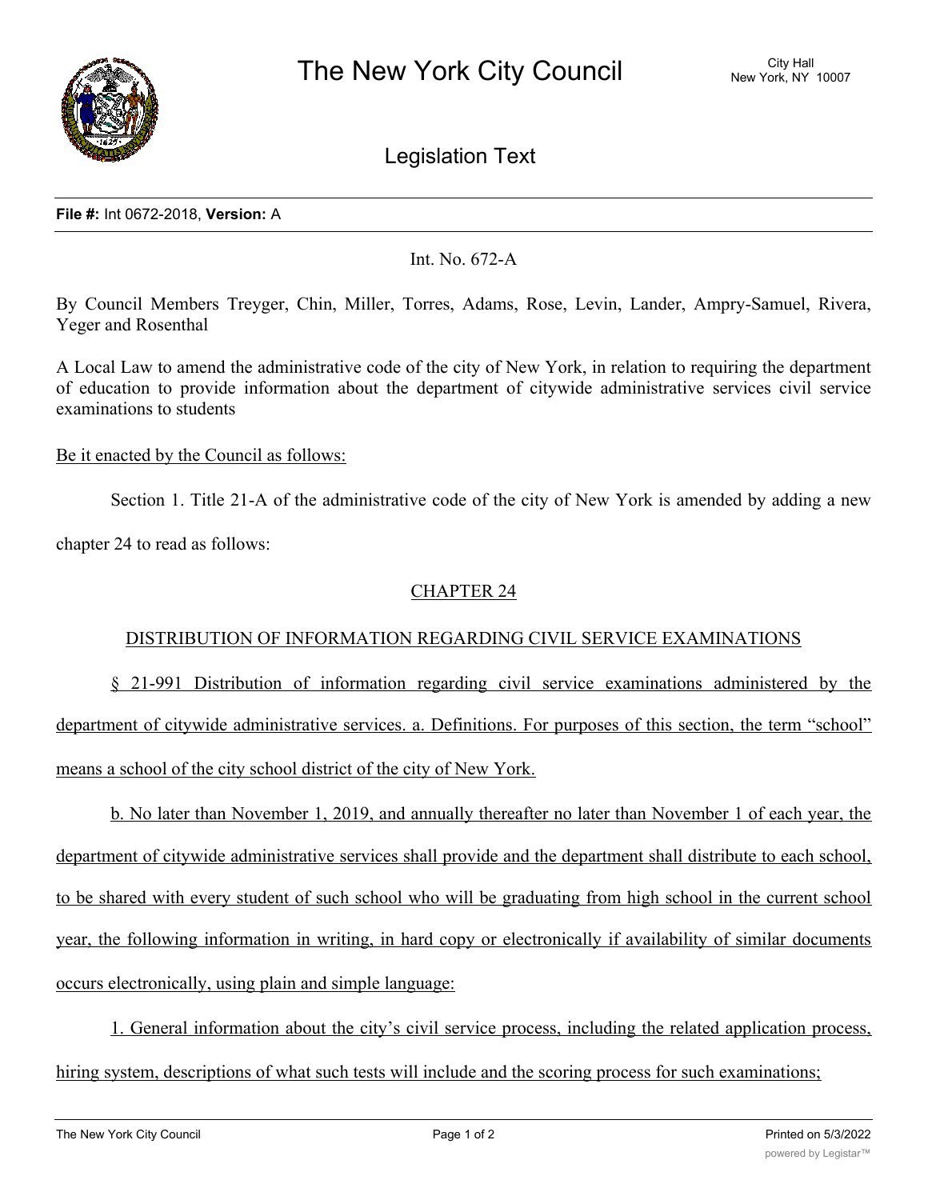# The New York City Council

City Hall
New York, NY 10007

## Legislation Text

**File #:** Int 0672-2018, **Version:** A

Int. No. 672-A

By Council Members Treyger, Chin, Miller, Torres, Adams, Rose, Levin, Lander, Ampry-Samuel, Rivera, Yeger and Rosenthal

A Local Law to amend the administrative code of the city of New York, in relation to requiring the department of education to provide information about the department of citywide administrative services civil service examinations to students

Be it enacted by the Council as follows:

Section 1. Title 21-A of the administrative code of the city of New York is amended by adding a new chapter 24 to read as follows:

CHAPTER 24

DISTRIBUTION OF INFORMATION REGARDING CIVIL SERVICE EXAMINATIONS

§ 21-991 Distribution of information regarding civil service examinations administered by the department of citywide administrative services. a. Definitions. For purposes of this section, the term "school" means a school of the city school district of the city of New York.

b. No later than November 1, 2019, and annually thereafter no later than November 1 of each year, the department of citywide administrative services shall provide and the department shall distribute to each school, to be shared with every student of such school who will be graduating from high school in the current school year, the following information in writing, in hard copy or electronically if availability of similar documents occurs electronically, using plain and simple language:

1. General information about the city's civil service process, including the related application process, hiring system, descriptions of what such tests will include and the scoring process for such examinations;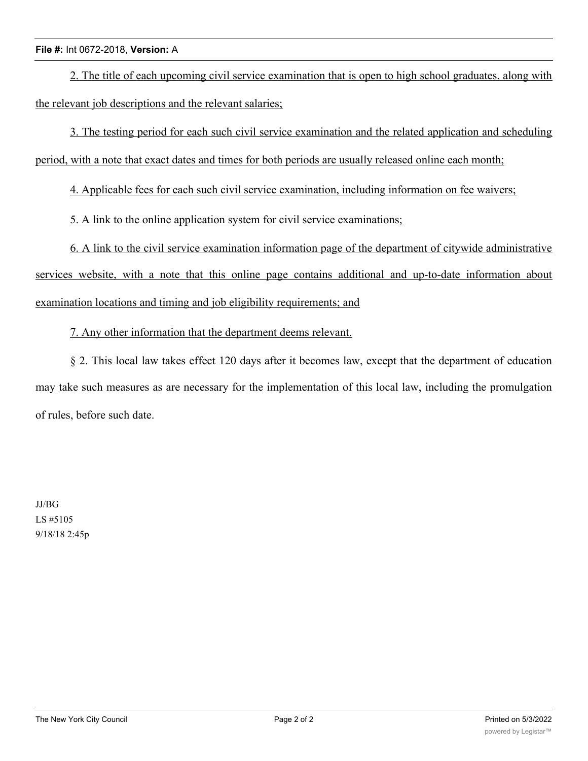2. The title of each upcoming civil service examination that is open to high school graduates, along with the relevant job descriptions and the relevant salaries;

3. The testing period for each such civil service examination and the related application and scheduling period, with a note that exact dates and times for both periods are usually released online each month;

4. Applicable fees for each such civil service examination, including information on fee waivers;

5. A link to the online application system for civil service examinations;

6. A link to the civil service examination information page of the department of citywide administrative services website, with a note that this online page contains additional and up-to-date information about examination locations and timing and job eligibility requirements; and

7. Any other information that the department deems relevant.

§ 2. This local law takes effect 120 days after it becomes law, except that the department of education may take such measures as are necessary for the implementation of this local law, including the promulgation of rules, before such date.

JJ/BG
LS #5105
9/18/18 2:45p